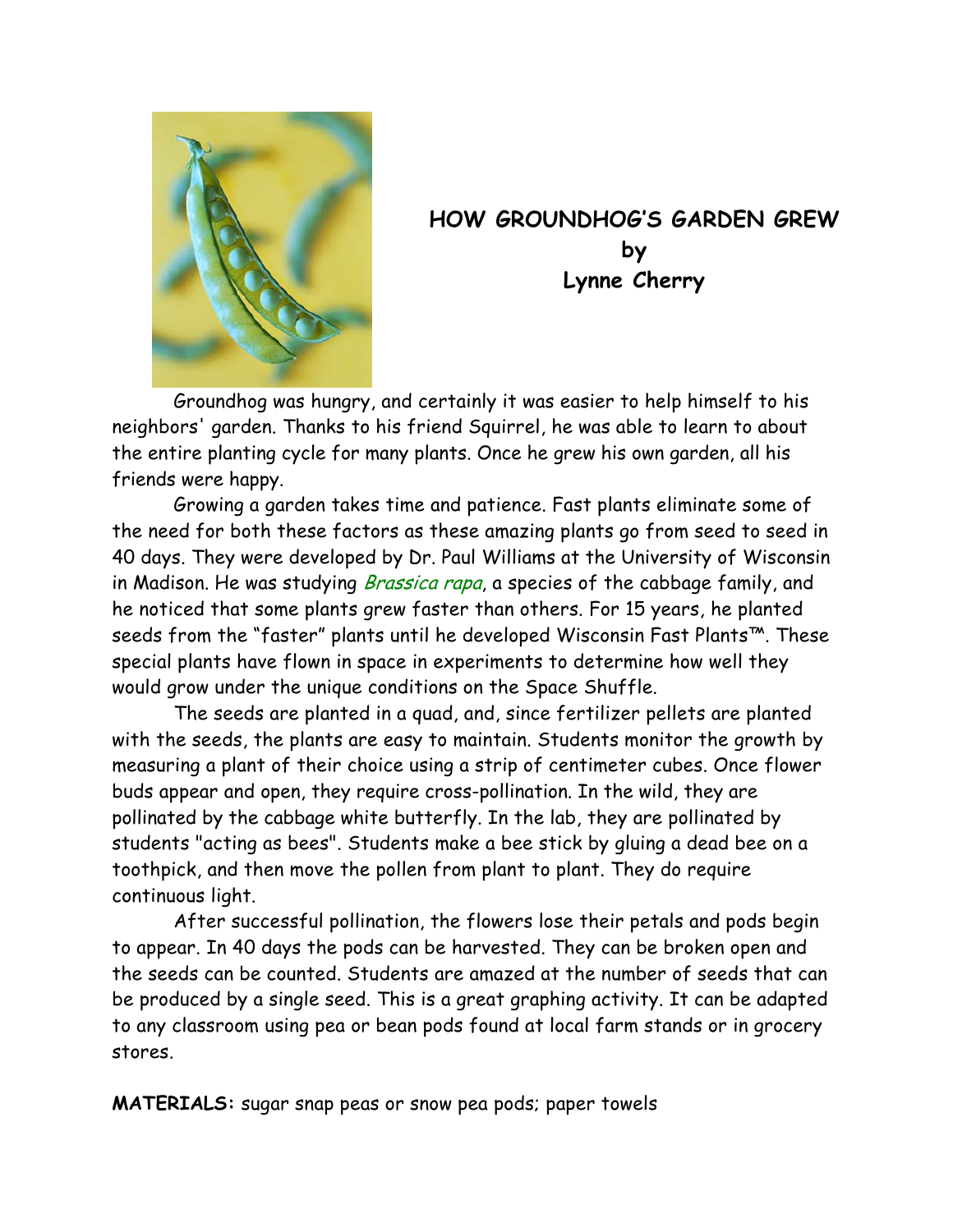# HOW GROUNDHOG'S GARDEN GREW
## by
## Lynne Cherry

Groundhog was hungry, and certainly it was easier to help himself to his neighbors' garden. Thanks to his friend Squirrel, he was able to learn to about the entire planting cycle for many plants. Once he grew his own garden, all his friends were happy.

Growing a garden takes time and patience. Fast plants eliminate some of the need for both these factors as these amazing plants go from seed to seed in 40 days. They were developed by Dr. Paul Williams at the University of Wisconsin in Madison. He was studying *Brassica rapa*, a species of the cabbage family, and he noticed that some plants grew faster than others. For 15 years, he planted seeds from the "faster" plants until he developed Wisconsin Fast Plants™. These special plants have flown in space in experiments to determine how well they would grow under the unique conditions on the Space Shuffle.

The seeds are planted in a quad, and, since fertilizer pellets are planted with the seeds, the plants are easy to maintain. Students monitor the growth by measuring a plant of their choice using a strip of centimeter cubes. Once flower buds appear and open, they require cross-pollination. In the wild, they are pollinated by the cabbage white butterfly. In the lab, they are pollinated by students "acting as bees". Students make a bee stick by gluing a dead bee on a toothpick, and then move the pollen from plant to plant. They do require continuous light.

After successful pollination, the flowers lose their petals and pods begin to appear. In 40 days the pods can be harvested. They can be broken open and the seeds can be counted. Students are amazed at the number of seeds that can be produced by a single seed. This is a great graphing activity. It can be adapted to any classroom using pea or bean pods found at local farm stands or in grocery stores.

**MATERIALS:** sugar snap peas or snow pea pods; paper towels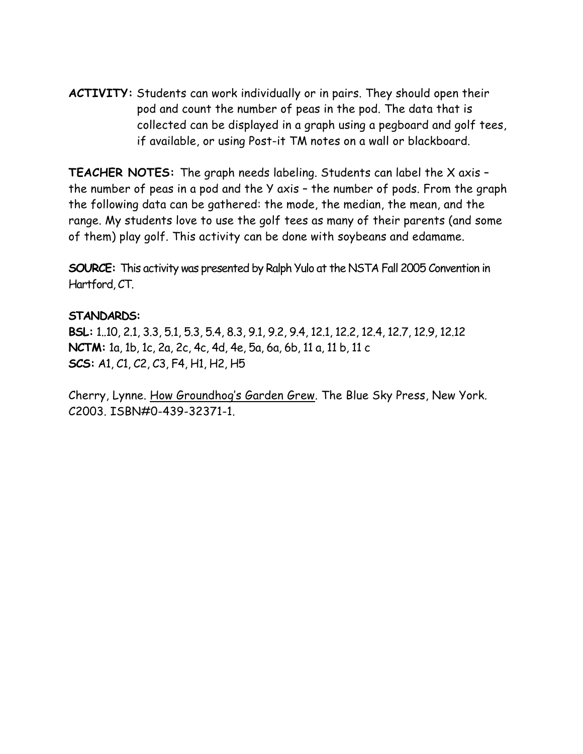**ACTIVITY:** Students can work individually or in pairs. They should open their pod and count the number of peas in the pod. The data that is collected can be displayed in a graph using a pegboard and golf tees, if available, or using Post-it TM notes on a wall or blackboard.

**TEACHER NOTES:** The graph needs labeling. Students can label the X axis – the number of peas in a pod and the Y axis – the number of pods. From the graph the following data can be gathered: the mode, the median, the mean, and the range. My students love to use the golf tees as many of their parents (and some of them) play golf. This activity can be done with soybeans and edamame.

**SOURCE:** This activity was presented by Ralph Yulo at the NSTA Fall 2005 Convention in Hartford, CT.

**STANDARDS:**
**BSL:** 1..10, 2.1, 3.3, 5.1, 5.3, 5.4, 8.3, 9.1, 9.2, 9.4, 12.1, 12.2, 12.4, 12.7, 12.9, 12.12
**NCTM:** 1a, 1b, 1c, 2a, 2c, 4c, 4d, 4e, 5a, 6a, 6b, 11 a, 11 b, 11 c
**SCS:** A1, C1, C2, C3, F4, H1, H2, H5

Cherry, Lynne. How Groundhog's Garden Grew. The Blue Sky Press, New York. C2003. ISBN#0-439-32371-1.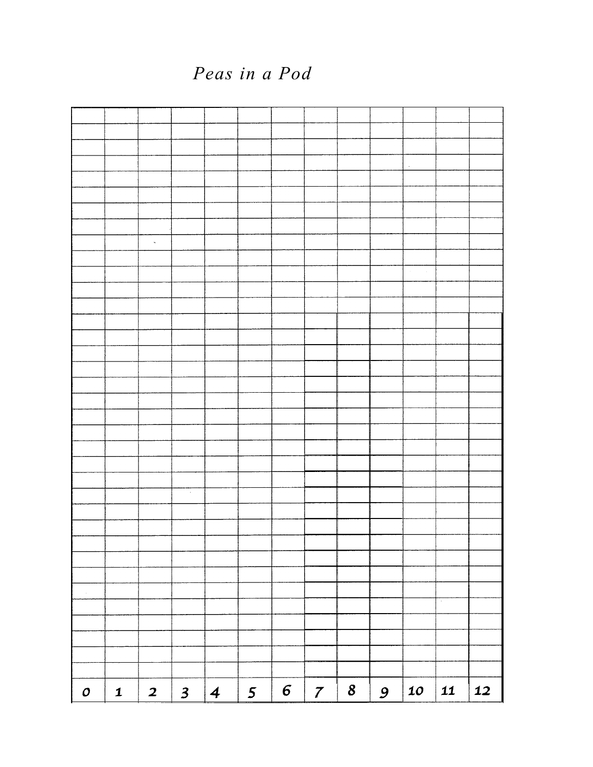# *Peas in a Pod*

| | | | | | | | | | | | | |
|---|---|---|---|---|---|---|---|---|---|---|---|---|
| | | | | | | | | | | | | |
| | | | | | | | | | | | | |
| | | | | | | | | | | | | |
| | | | | | | | | | | | | |
| | | | | | | | | | | | | |
| | | | | | | | | | | | | |
| | | | | | | | | | | | | |
| | | | | | | | | | | | | |
| | | | | | | | | | | | | |
| | | | | | | | | | | | | |
| | | | | | | | | | | | | |
| | | | | | | | | | | | | |
| | | | | | | | | | | | | |
| | | | | | | | | | | | | |
| | | | | | | | | | | | | |
| | | | | | | | | | | | | |
| | | | | | | | | | | | | |
| | | | | | | | | | | | | |
| | | | | | | | | | | | | |
| | | | | | | | | | | | | |
| | | | | | | | | | | | | |
| | | | | | | | | | | | | |
| | | | | | | | | | | | | |
| | | | | | | | | | | | | |
| | | | | | | | | | | | | |
| | | | | | | | | | | | | |
| | | | | | | | | | | | | |
| | | | | | | | | | | | | |
| | | | | | | | | | | | | |
| | | | | | | | | | | | | |
| | | | | | | | | | | | | |
| | | | | | | | | | | | | |
| | | | | | | | | | | | | |
| | | | | | | | | | | | | |
| | | | | | | | | | | | | |
| 0 | 1 | 2 | 3 | 4 | 5 | 6 | 7 | 8 | 9 | 10 | 11 | 12 |